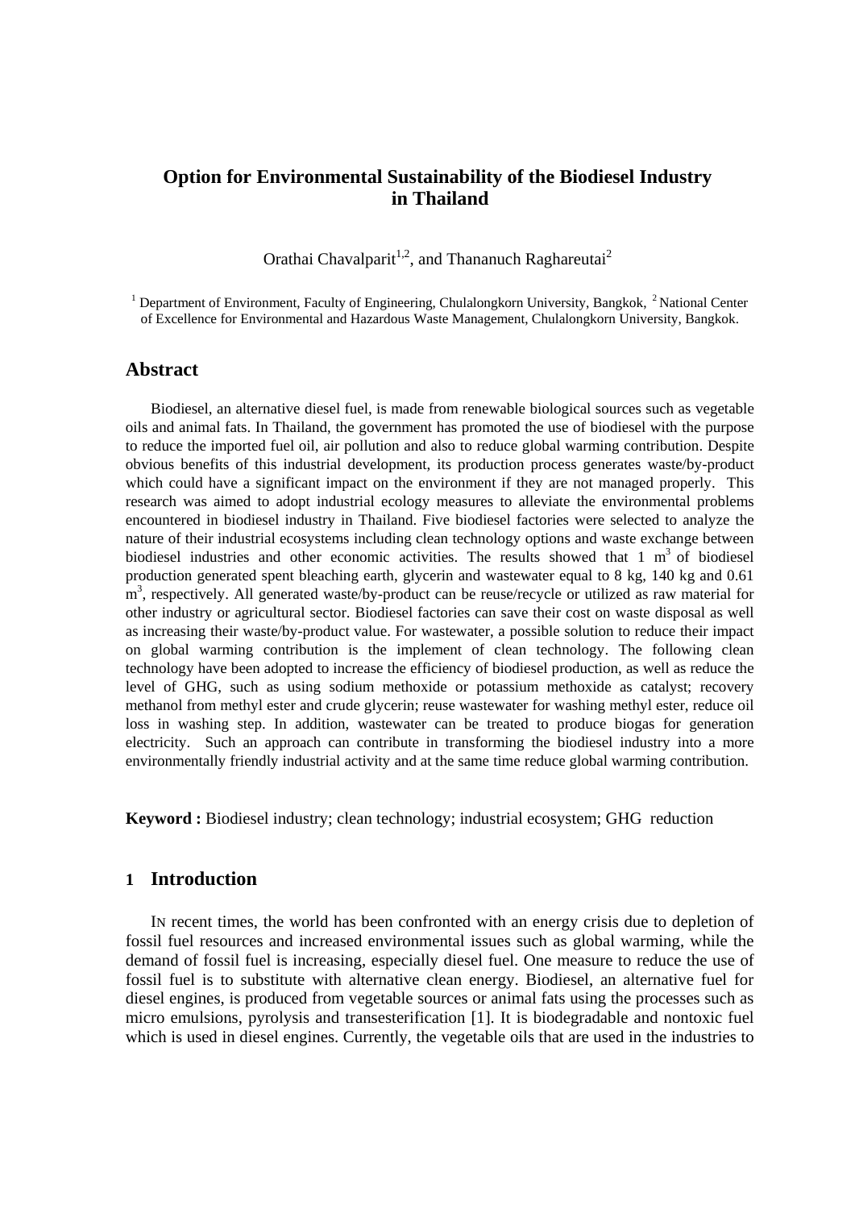# Option for Environmental Sustainability of the Biodiesel Industry in Thailand

Orathai Chavalparit[1,2], and Thananuch Raghareutai[2]

[1] Department of Environment, Faculty of Engineering, Chulalongkorn University, Bangkok, [2] National Center of Excellence for Environmental and Hazardous Waste Management, Chulalongkorn University, Bangkok.

## Abstract

Biodiesel, an alternative diesel fuel, is made from renewable biological sources such as vegetable oils and animal fats. In Thailand, the government has promoted the use of biodiesel with the purpose to reduce the imported fuel oil, air pollution and also to reduce global warming contribution. Despite obvious benefits of this industrial development, its production process generates waste/by-product which could have a significant impact on the environment if they are not managed properly. This research was aimed to adopt industrial ecology measures to alleviate the environmental problems encountered in biodiesel industry in Thailand. Five biodiesel factories were selected to analyze the nature of their industrial ecosystems including clean technology options and waste exchange between biodiesel industries and other economic activities. The results showed that 1 $m^3$ of biodiesel production generated spent bleaching earth, glycerin and wastewater equal to 8 kg, 140 kg and 0.61 $m^3$, respectively. All generated waste/by-product can be reuse/recycle or utilized as raw material for other industry or agricultural sector. Biodiesel factories can save their cost on waste disposal as well as increasing their waste/by-product value. For wastewater, a possible solution to reduce their impact on global warming contribution is the implement of clean technology. The following clean technology have been adopted to increase the efficiency of biodiesel production, as well as reduce the level of GHG, such as using sodium methoxide or potassium methoxide as catalyst; recovery methanol from methyl ester and crude glycerin; reuse wastewater for washing methyl ester, reduce oil loss in washing step. In addition, wastewater can be treated to produce biogas for generation electricity. Such an approach can contribute in transforming the biodiesel industry into a more environmentally friendly industrial activity and at the same time reduce global warming contribution.

**Keyword :** Biodiesel industry; clean technology; industrial ecosystem; GHG reduction

## 1 Introduction

IN recent times, the world has been confronted with an energy crisis due to depletion of fossil fuel resources and increased environmental issues such as global warming, while the demand of fossil fuel is increasing, especially diesel fuel. One measure to reduce the use of fossil fuel is to substitute with alternative clean energy. Biodiesel, an alternative fuel for diesel engines, is produced from vegetable sources or animal fats using the processes such as micro emulsions, pyrolysis and transesterification [1]. It is biodegradable and nontoxic fuel which is used in diesel engines. Currently, the vegetable oils that are used in the industries to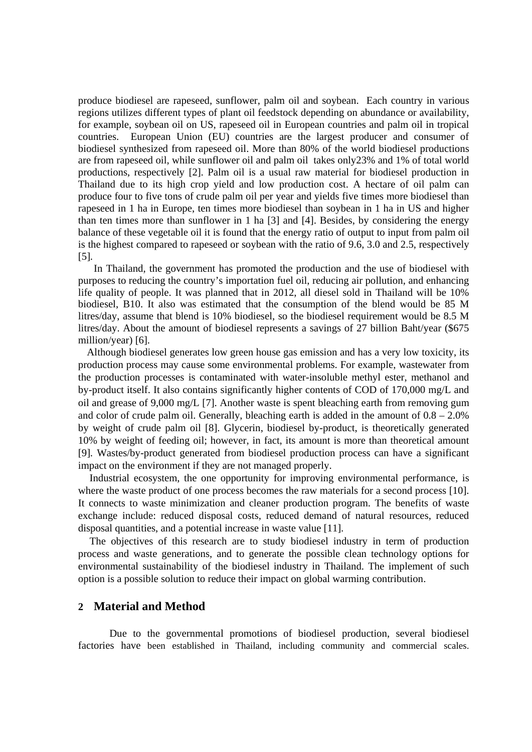produce biodiesel are rapeseed, sunflower, palm oil and soybean. Each country in various regions utilizes different types of plant oil feedstock depending on abundance or availability, for example, soybean oil on US, rapeseed oil in European countries and palm oil in tropical countries. European Union (EU) countries are the largest producer and consumer of biodiesel synthesized from rapeseed oil. More than 80% of the world biodiesel productions are from rapeseed oil, while sunflower oil and palm oil takes only23% and 1% of total world productions, respectively [2]. Palm oil is a usual raw material for biodiesel production in Thailand due to its high crop yield and low production cost. A hectare of oil palm can produce four to five tons of crude palm oil per year and yields five times more biodiesel than rapeseed in 1 ha in Europe, ten times more biodiesel than soybean in 1 ha in US and higher than ten times more than sunflower in 1 ha [3] and [4]. Besides, by considering the energy balance of these vegetable oil it is found that the energy ratio of output to input from palm oil is the highest compared to rapeseed or soybean with the ratio of 9.6, 3.0 and 2.5, respectively [5].

In Thailand, the government has promoted the production and the use of biodiesel with purposes to reducing the country's importation fuel oil, reducing air pollution, and enhancing life quality of people. It was planned that in 2012, all diesel sold in Thailand will be 10% biodiesel, B10. It also was estimated that the consumption of the blend would be 85 M litres/day, assume that blend is 10% biodiesel, so the biodiesel requirement would be 8.5 M litres/day. About the amount of biodiesel represents a savings of 27 billion Baht/year ($675 million/year) [6].

Although biodiesel generates low green house gas emission and has a very low toxicity, its production process may cause some environmental problems. For example, wastewater from the production processes is contaminated with water-insoluble methyl ester, methanol and by-product itself. It also contains significantly higher contents of COD of 170,000 mg/L and oil and grease of 9,000 mg/L [7]. Another waste is spent bleaching earth from removing gum and color of crude palm oil. Generally, bleaching earth is added in the amount of 0.8 – 2.0% by weight of crude palm oil [8]. Glycerin, biodiesel by-product, is theoretically generated 10% by weight of feeding oil; however, in fact, its amount is more than theoretical amount [9]. Wastes/by-product generated from biodiesel production process can have a significant impact on the environment if they are not managed properly.

Industrial ecosystem, the one opportunity for improving environmental performance, is where the waste product of one process becomes the raw materials for a second process [10]. It connects to waste minimization and cleaner production program. The benefits of waste exchange include: reduced disposal costs, reduced demand of natural resources, reduced disposal quantities, and a potential increase in waste value [11].

The objectives of this research are to study biodiesel industry in term of production process and waste generations, and to generate the possible clean technology options for environmental sustainability of the biodiesel industry in Thailand. The implement of such option is a possible solution to reduce their impact on global warming contribution.

## 2 Material and Method

Due to the governmental promotions of biodiesel production, several biodiesel factories have been established in Thailand, including community and commercial scales.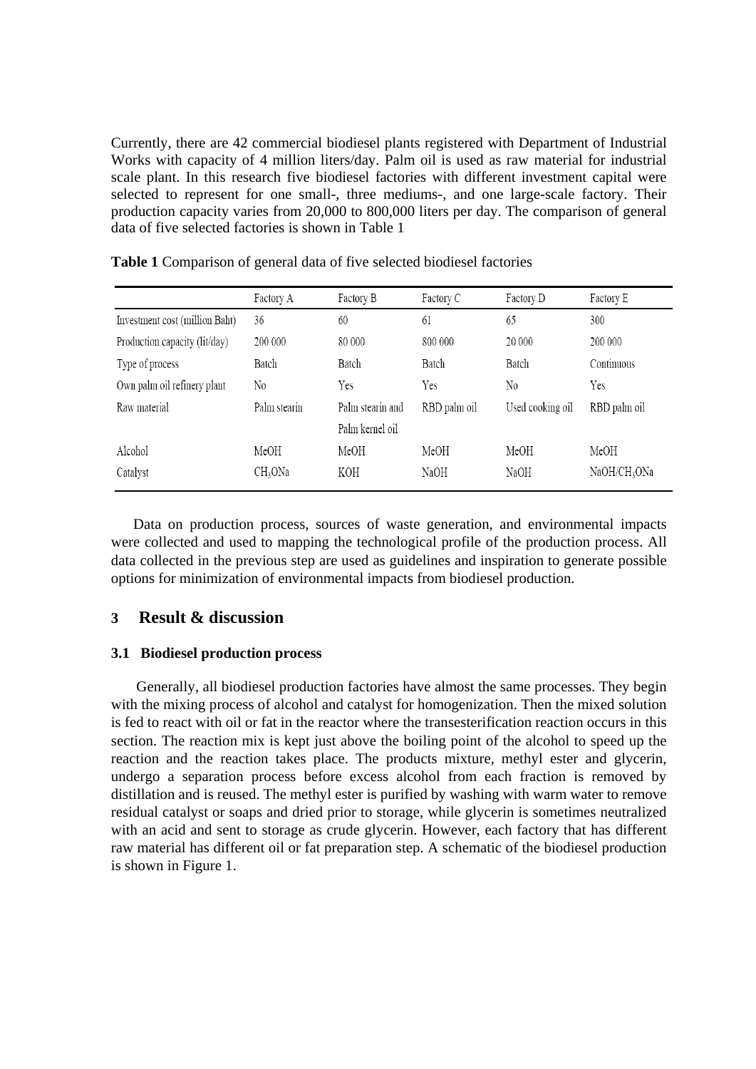Currently, there are 42 commercial biodiesel plants registered with Department of Industrial Works with capacity of 4 million liters/day. Palm oil is used as raw material for industrial scale plant. In this research five biodiesel factories with different investment capital were selected to represent for one small-, three mediums-, and one large-scale factory. Their production capacity varies from 20,000 to 800,000 liters per day. The comparison of general data of five selected factories is shown in Table 1

**Table 1** Comparison of general data of five selected biodiesel factories

| | Factory A | Factory B | Factory C | Factory D | Factory E |
|---|---|---|---|---|---|
| Investment cost (million Baht) | 36 | 60 | 61 | 65 | 300 |
| Production capacity (lit/day) | 200 000 | 80 000 | 800 000 | 20 000 | 200 000 |
| Type of process | Batch | Batch | Batch | Batch | Continuous |
| Own palm oil refinery plant | No | Yes | Yes | No | Yes |
| Raw material | Palm stearin | Palm stearin and Palm kernel oil | RBD palm oil | Used cooking oil | RBD palm oil |
| Alcohol | MeOH | MeOH | MeOH | MeOH | MeOH |
| Catalyst | $CH_3ONa$ | KOH | NaOH | NaOH | NaOH/$CH_3ONa$ |

Data on production process, sources of waste generation, and environmental impacts were collected and used to mapping the technological profile of the production process. All data collected in the previous step are used as guidelines and inspiration to generate possible options for minimization of environmental impacts from biodiesel production.

## 3 Result & discussion

### 3.1 Biodiesel production process

Generally, all biodiesel production factories have almost the same processes. They begin with the mixing process of alcohol and catalyst for homogenization. Then the mixed solution is fed to react with oil or fat in the reactor where the transesterification reaction occurs in this section. The reaction mix is kept just above the boiling point of the alcohol to speed up the reaction and the reaction takes place. The products mixture, methyl ester and glycerin, undergo a separation process before excess alcohol from each fraction is removed by distillation and is reused. The methyl ester is purified by washing with warm water to remove residual catalyst or soaps and dried prior to storage, while glycerin is sometimes neutralized with an acid and sent to storage as crude glycerin. However, each factory that has different raw material has different oil or fat preparation step. A schematic of the biodiesel production is shown in Figure 1.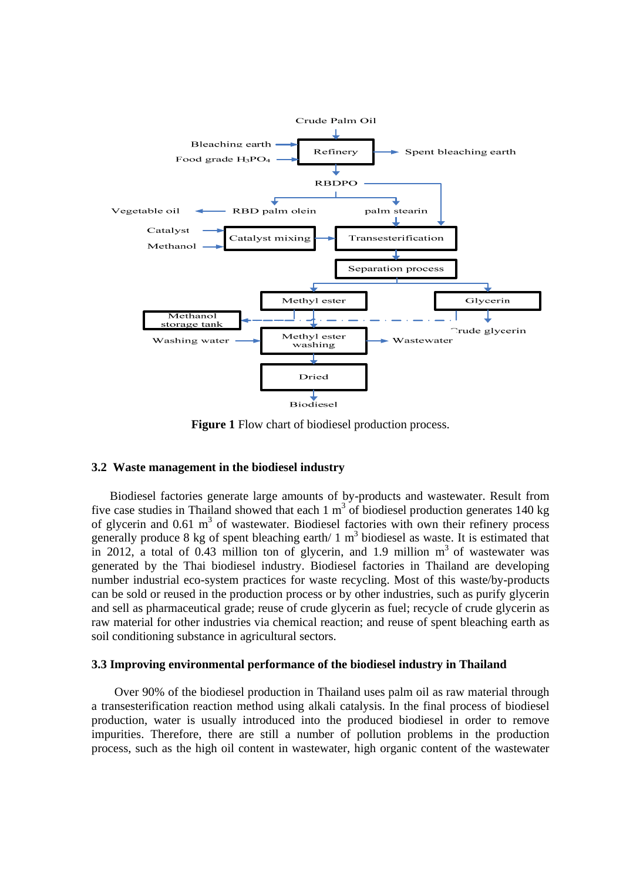**Figure 1** Flow chart of biodiesel production process.

### 3.2 Waste management in the biodiesel industry

Biodiesel factories generate large amounts of by-products and wastewater. Result from five case studies in Thailand showed that each 1 $m^3$ of biodiesel production generates 140 kg of glycerin and 0.61 $m^3$ of wastewater. Biodiesel factories with own their refinery process generally produce 8 kg of spent bleaching earth/ 1 $m^3$ biodiesel as waste. It is estimated that in 2012, a total of 0.43 million ton of glycerin, and 1.9 million $m^3$ of wastewater was generated by the Thai biodiesel industry. Biodiesel factories in Thailand are developing number industrial eco-system practices for waste recycling. Most of this waste/by-products can be sold or reused in the production process or by other industries, such as purify glycerin and sell as pharmaceutical grade; reuse of crude glycerin as fuel; recycle of crude glycerin as raw material for other industries via chemical reaction; and reuse of spent bleaching earth as soil conditioning substance in agricultural sectors.

### 3.3 Improving environmental performance of the biodiesel industry in Thailand

Over 90% of the biodiesel production in Thailand uses palm oil as raw material through a transesterification reaction method using alkali catalysis. In the final process of biodiesel production, water is usually introduced into the produced biodiesel in order to remove impurities. Therefore, there are still a number of pollution problems in the production process, such as the high oil content in wastewater, high organic content of the wastewater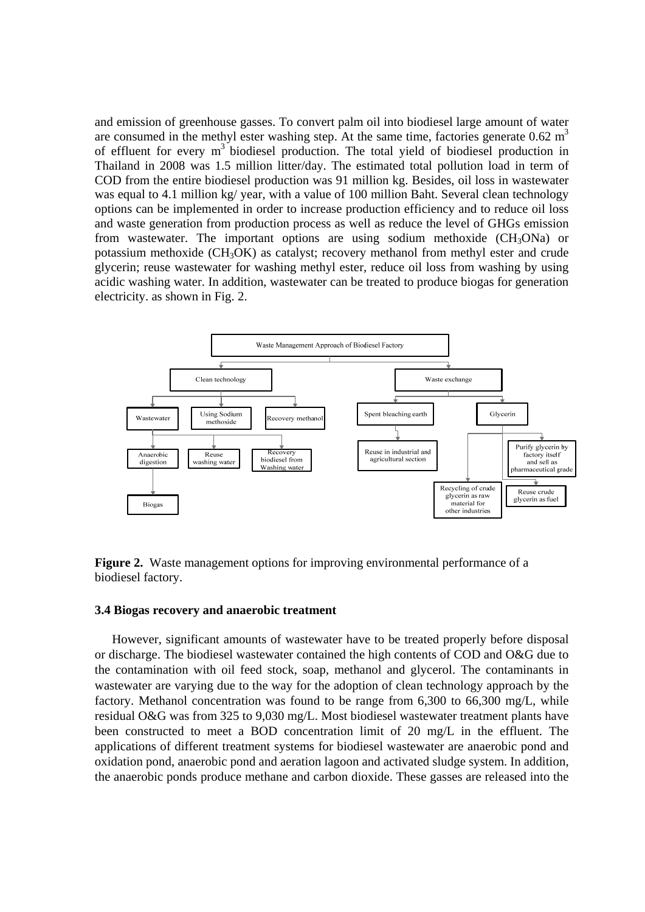and emission of greenhouse gasses. To convert palm oil into biodiesel large amount of water are consumed in the methyl ester washing step. At the same time, factories generate 0.62 $m^3$ of effluent for every $m^3$ biodiesel production. The total yield of biodiesel production in Thailand in 2008 was 1.5 million litter/day. The estimated total pollution load in term of COD from the entire biodiesel production was 91 million kg. Besides, oil loss in wastewater was equal to 4.1 million kg/ year, with a value of 100 million Baht. Several clean technology options can be implemented in order to increase production efficiency and to reduce oil loss and waste generation from production process as well as reduce the level of GHGs emission from wastewater. The important options are using sodium methoxide ($CH_3ONa$) or potassium methoxide ($CH_3OK$) as catalyst; recovery methanol from methyl ester and crude glycerin; reuse wastewater for washing methyl ester, reduce oil loss from washing by using acidic washing water. In addition, wastewater can be treated to produce biogas for generation electricity. as shown in Fig. 2.

**Figure 2.** Waste management options for improving environmental performance of a biodiesel factory.

### 3.4 Biogas recovery and anaerobic treatment

However, significant amounts of wastewater have to be treated properly before disposal or discharge. The biodiesel wastewater contained the high contents of COD and O&G due to the contamination with oil feed stock, soap, methanol and glycerol. The contaminants in wastewater are varying due to the way for the adoption of clean technology approach by the factory. Methanol concentration was found to be range from 6,300 to 66,300 mg/L, while residual O&G was from 325 to 9,030 mg/L. Most biodiesel wastewater treatment plants have been constructed to meet a BOD concentration limit of 20 mg/L in the effluent. The applications of different treatment systems for biodiesel wastewater are anaerobic pond and oxidation pond, anaerobic pond and aeration lagoon and activated sludge system. In addition, the anaerobic ponds produce methane and carbon dioxide. These gasses are released into the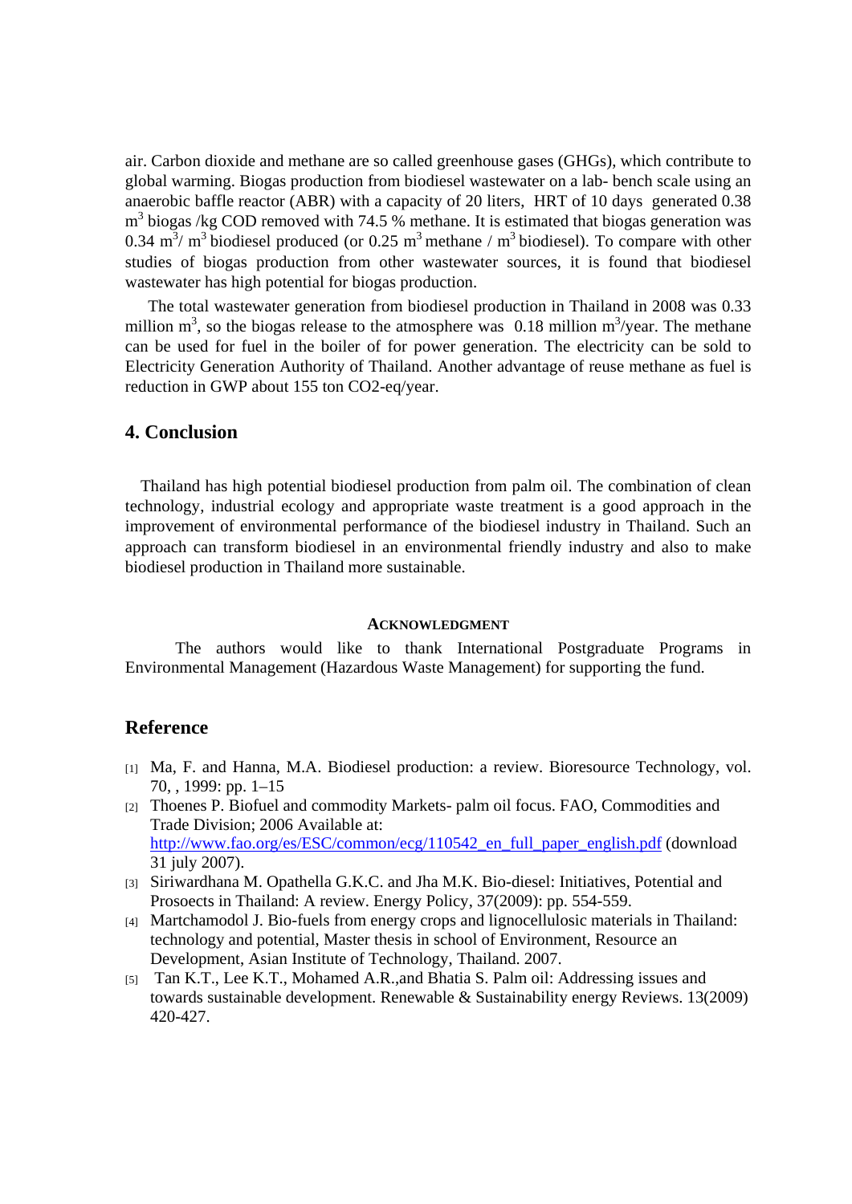air. Carbon dioxide and methane are so called greenhouse gases (GHGs), which contribute to global warming. Biogas production from biodiesel wastewater on a lab- bench scale using an anaerobic baffle reactor (ABR) with a capacity of 20 liters, HRT of 10 days generated 0.38 $m^3$ biogas /kg COD removed with 74.5 % methane. It is estimated that biogas generation was 0.34 $m^3$/ $m^3$ biodiesel produced (or 0.25 $m^3$ methane / $m^3$ biodiesel). To compare with other studies of biogas production from other wastewater sources, it is found that biodiesel wastewater has high potential for biogas production.

The total wastewater generation from biodiesel production in Thailand in 2008 was 0.33 million $m^3$, so the biogas release to the atmosphere was 0.18 million $m^3$/year. The methane can be used for fuel in the boiler of for power generation. The electricity can be sold to Electricity Generation Authority of Thailand. Another advantage of reuse methane as fuel is reduction in GWP about 155 ton CO2-eq/year.

## 4. Conclusion

Thailand has high potential biodiesel production from palm oil. The combination of clean technology, industrial ecology and appropriate waste treatment is a good approach in the improvement of environmental performance of the biodiesel industry in Thailand. Such an approach can transform biodiesel in an environmental friendly industry and also to make biodiesel production in Thailand more sustainable.

### ACKNOWLEDGMENT

The authors would like to thank International Postgraduate Programs in Environmental Management (Hazardous Waste Management) for supporting the fund.

## Reference

[1] Ma, F. and Hanna, M.A. Biodiesel production: a review. Bioresource Technology, vol. 70, , 1999: pp. 1–15

[2] Thoenes P. Biofuel and commodity Markets- palm oil focus. FAO, Commodities and Trade Division; 2006 Available at: http://www.fao.org/es/ESC/common/ecg/110542_en_full_paper_english.pdf (download 31 july 2007).

[3] Siriwardhana M. Opathella G.K.C. and Jha M.K. Bio-diesel: Initiatives, Potential and Prosoects in Thailand: A review. Energy Policy, 37(2009): pp. 554-559.

[4] Martchamodol J. Bio-fuels from energy crops and lignocellulosic materials in Thailand: technology and potential, Master thesis in school of Environment, Resource an Development, Asian Institute of Technology, Thailand. 2007.

[5] Tan K.T., Lee K.T., Mohamed A.R.,and Bhatia S. Palm oil: Addressing issues and towards sustainable development. Renewable & Sustainability energy Reviews. 13(2009) 420-427.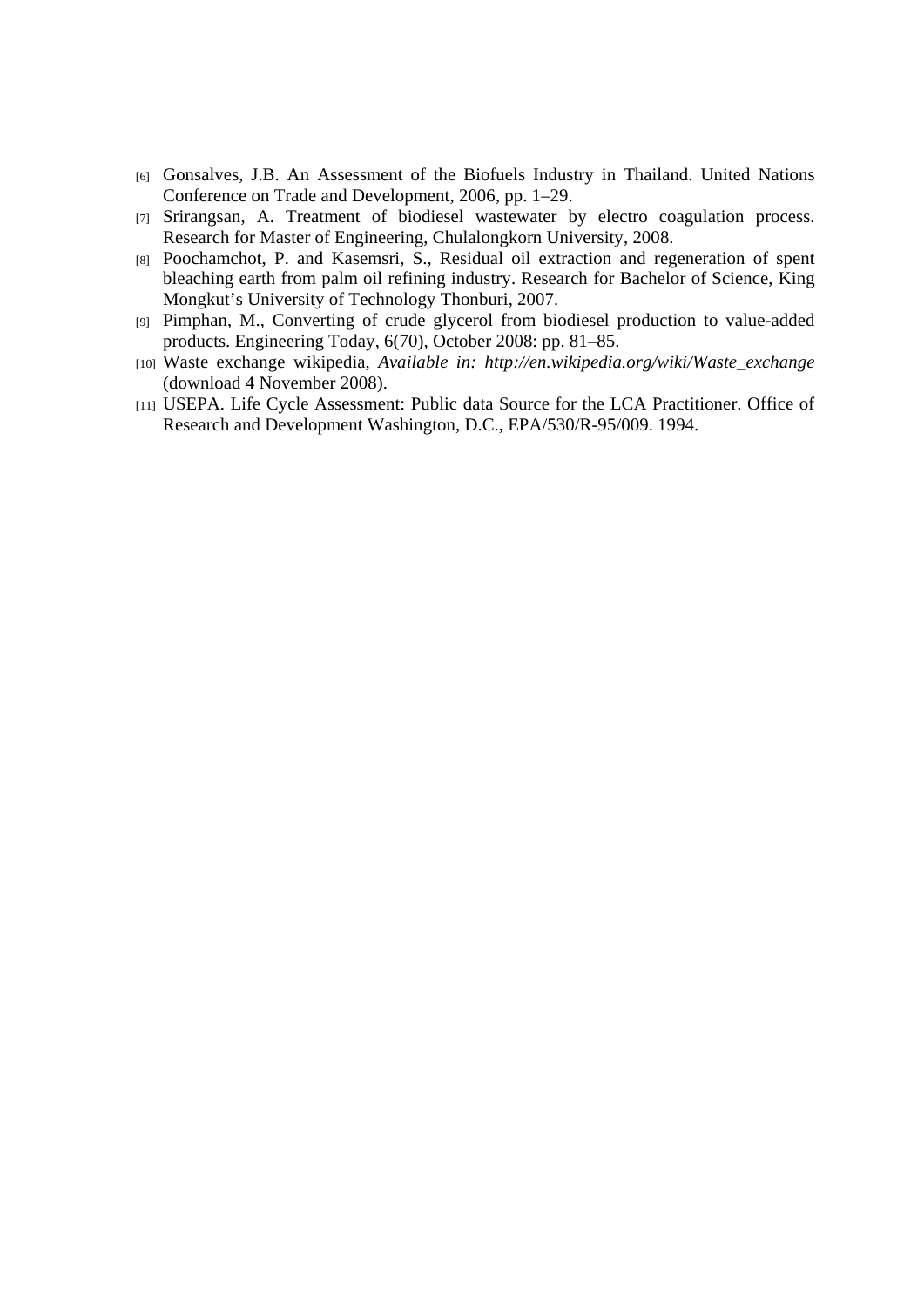[6] Gonsalves, J.B. An Assessment of the Biofuels Industry in Thailand. United Nations Conference on Trade and Development, 2006, pp. 1–29.

[7] Srirangsan, A. Treatment of biodiesel wastewater by electro coagulation process. Research for Master of Engineering, Chulalongkorn University, 2008.

[8] Poochamchot, P. and Kasemsri, S., Residual oil extraction and regeneration of spent bleaching earth from palm oil refining industry. Research for Bachelor of Science, King Mongkut's University of Technology Thonburi, 2007.

[9] Pimphan, M., Converting of crude glycerol from biodiesel production to value-added products. Engineering Today, 6(70), October 2008: pp. 81–85.

[10] Waste exchange wikipedia, *Available in: http://en.wikipedia.org/wiki/Waste_exchange* (download 4 November 2008).

[11] USEPA. Life Cycle Assessment: Public data Source for the LCA Practitioner. Office of Research and Development Washington, D.C., EPA/530/R-95/009. 1994.